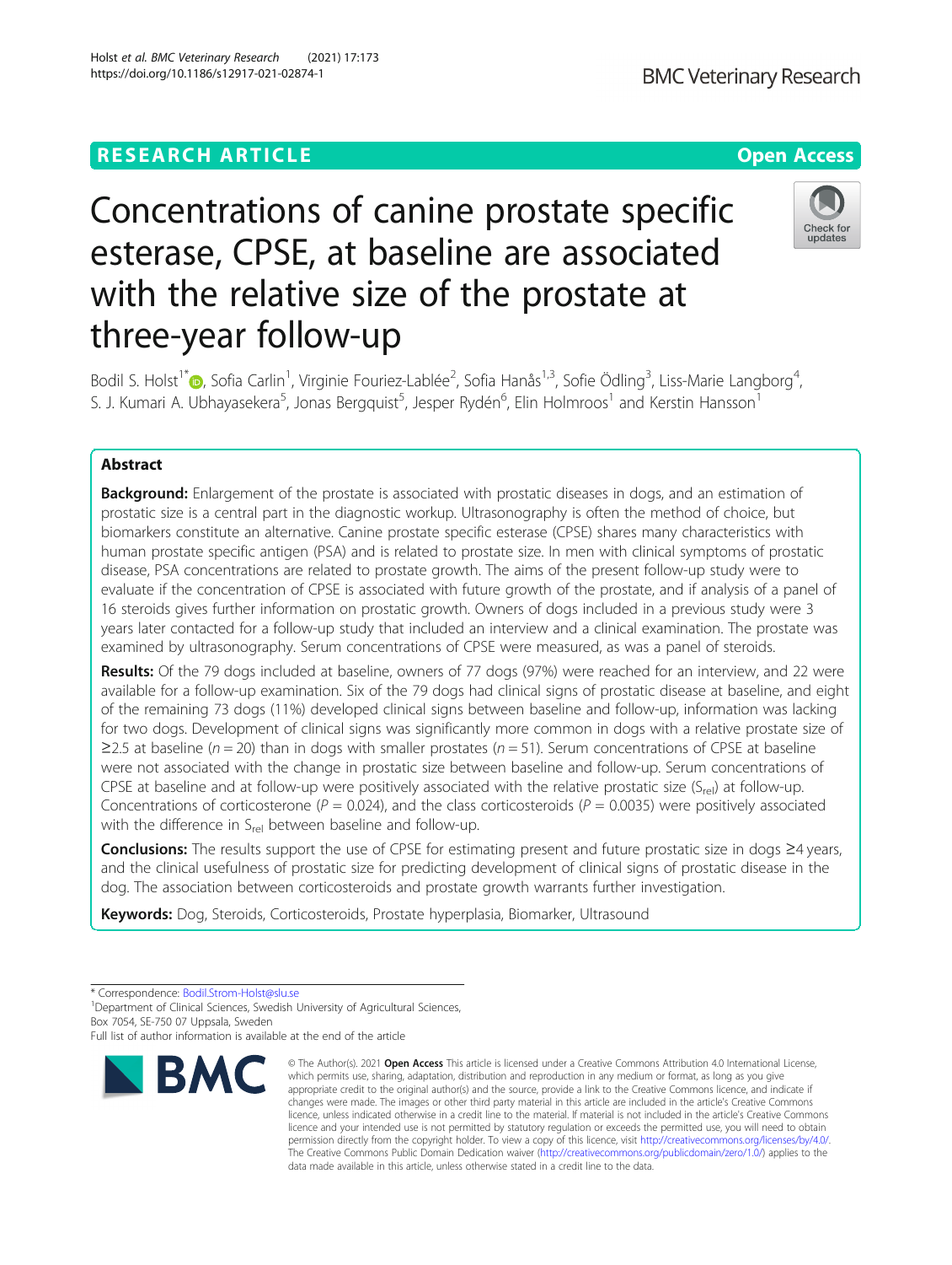RESEARCH ARTICLE

Open Access

# Concentrations of canine prostate specific esterase, CPSE, at baseline are associated with the relative size of the prostate at three-year follow-up

Bodil S. Holst[1*], Sofia Carlin[1], Virginie Fouriez-Lablée[2], Sofia Hanås[1,3], Sofie Ödling[3], Liss-Marie Langborg[4], S. J. Kumari A. Ubhayasekera[5], Jonas Bergquist[5], Jesper Rydén[6], Elin Holmroos[1] and Kerstin Hansson[1]

## Abstract

**Background:** Enlargement of the prostate is associated with prostatic diseases in dogs, and an estimation of prostatic size is a central part in the diagnostic workup. Ultrasonography is often the method of choice, but biomarkers constitute an alternative. Canine prostate specific esterase (CPSE) shares many characteristics with human prostate specific antigen (PSA) and is related to prostate size. In men with clinical symptoms of prostatic disease, PSA concentrations are related to prostate growth. The aims of the present follow-up study were to evaluate if the concentration of CPSE is associated with future growth of the prostate, and if analysis of a panel of 16 steroids gives further information on prostatic growth. Owners of dogs included in a previous study were 3 years later contacted for a follow-up study that included an interview and a clinical examination. The prostate was examined by ultrasonography. Serum concentrations of CPSE were measured, as was a panel of steroids.

**Results:** Of the 79 dogs included at baseline, owners of 77 dogs (97%) were reached for an interview, and 22 were available for a follow-up examination. Six of the 79 dogs had clinical signs of prostatic disease at baseline, and eight of the remaining 73 dogs (11%) developed clinical signs between baseline and follow-up, information was lacking for two dogs. Development of clinical signs was significantly more common in dogs with a relative prostate size of ≥2.5 at baseline ($n = 20$) than in dogs with smaller prostates ($n = 51$). Serum concentrations of CPSE at baseline were not associated with the change in prostatic size between baseline and follow-up. Serum concentrations of CPSE at baseline and at follow-up were positively associated with the relative prostatic size ($S_{rel}$) at follow-up. Concentrations of corticosterone ($P = 0.024$), and the class corticosteroids ($P = 0.0035$) were positively associated with the difference in $S_{rel}$ between baseline and follow-up.

**Conclusions:** The results support the use of CPSE for estimating present and future prostatic size in dogs ≥4 years, and the clinical usefulness of prostatic size for predicting development of clinical signs of prostatic disease in the dog. The association between corticosteroids and prostate growth warrants further investigation.

**Keywords:** Dog, Steroids, Corticosteroids, Prostate hyperplasia, Biomarker, Ultrasound

\* Correspondence: Bodil.Strom-Holst@slu.se
[1]Department of Clinical Sciences, Swedish University of Agricultural Sciences, Box 7054, SE-750 07 Uppsala, Sweden
Full list of author information is available at the end of the article

© The Author(s). 2021 **Open Access** This article is licensed under a Creative Commons Attribution 4.0 International License, which permits use, sharing, adaptation, distribution and reproduction in any medium or format, as long as you give appropriate credit to the original author(s) and the source, provide a link to the Creative Commons licence, and indicate if changes were made. The images or other third party material in this article are included in the article's Creative Commons licence, unless indicated otherwise in a credit line to the material. If material is not included in the article's Creative Commons licence and your intended use is not permitted by statutory regulation or exceeds the permitted use, you will need to obtain permission directly from the copyright holder. To view a copy of this licence, visit http://creativecommons.org/licenses/by/4.0/. The Creative Commons Public Domain Dedication waiver (http://creativecommons.org/publicdomain/zero/1.0/) applies to the data made available in this article, unless otherwise stated in a credit line to the data.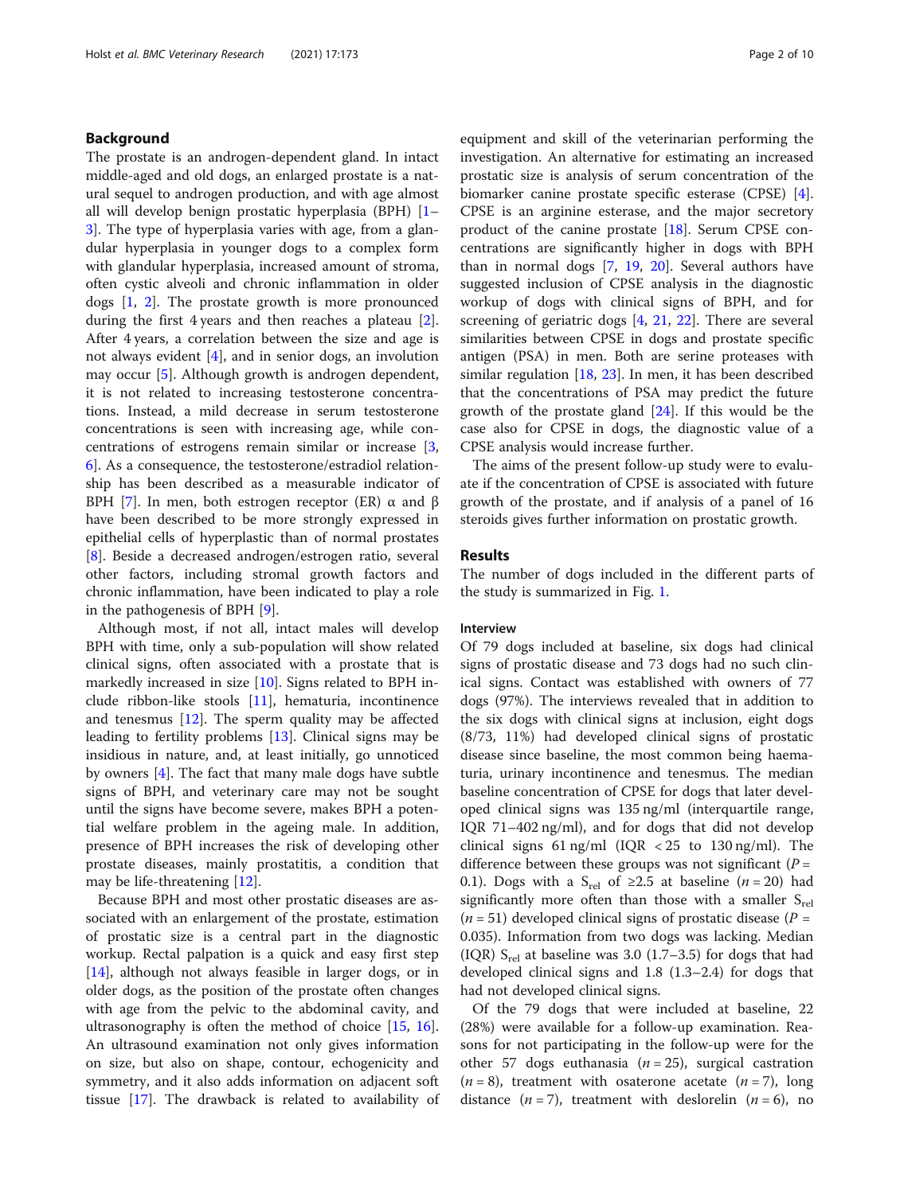## Background

The prostate is an androgen-dependent gland. In intact middle-aged and old dogs, an enlarged prostate is a natural sequel to androgen production, and with age almost all will develop benign prostatic hyperplasia (BPH) [1–3]. The type of hyperplasia varies with age, from a glandular hyperplasia in younger dogs to a complex form with glandular hyperplasia, increased amount of stroma, often cystic alveoli and chronic inflammation in older dogs [1, 2]. The prostate growth is more pronounced during the first 4 years and then reaches a plateau [2]. After 4 years, a correlation between the size and age is not always evident [4], and in senior dogs, an involution may occur [5]. Although growth is androgen dependent, it is not related to increasing testosterone concentrations. Instead, a mild decrease in serum testosterone concentrations is seen with increasing age, while concentrations of estrogens remain similar or increase [3, 6]. As a consequence, the testosterone/estradiol relationship has been described as a measurable indicator of BPH [7]. In men, both estrogen receptor (ER) α and β have been described to be more strongly expressed in epithelial cells of hyperplastic than of normal prostates [8]. Beside a decreased androgen/estrogen ratio, several other factors, including stromal growth factors and chronic inflammation, have been indicated to play a role in the pathogenesis of BPH [9].

Although most, if not all, intact males will develop BPH with time, only a sub-population will show related clinical signs, often associated with a prostate that is markedly increased in size [10]. Signs related to BPH include ribbon-like stools [11], hematuria, incontinence and tenesmus [12]. The sperm quality may be affected leading to fertility problems [13]. Clinical signs may be insidious in nature, and, at least initially, go unnoticed by owners [4]. The fact that many male dogs have subtle signs of BPH, and veterinary care may not be sought until the signs have become severe, makes BPH a potential welfare problem in the ageing male. In addition, presence of BPH increases the risk of developing other prostate diseases, mainly prostatitis, a condition that may be life-threatening [12].

Because BPH and most other prostatic diseases are associated with an enlargement of the prostate, estimation of prostatic size is a central part in the diagnostic workup. Rectal palpation is a quick and easy first step [14], although not always feasible in larger dogs, or in older dogs, as the position of the prostate often changes with age from the pelvic to the abdominal cavity, and ultrasonography is often the method of choice [15, 16]. An ultrasound examination not only gives information on size, but also on shape, contour, echogenicity and symmetry, and it also adds information on adjacent soft tissue [17]. The drawback is related to availability of equipment and skill of the veterinarian performing the investigation. An alternative for estimating an increased prostatic size is analysis of serum concentration of the biomarker canine prostate specific esterase (CPSE) [4]. CPSE is an arginine esterase, and the major secretory product of the canine prostate [18]. Serum CPSE concentrations are significantly higher in dogs with BPH than in normal dogs [7, 19, 20]. Several authors have suggested inclusion of CPSE analysis in the diagnostic workup of dogs with clinical signs of BPH, and for screening of geriatric dogs [4, 21, 22]. There are several similarities between CPSE in dogs and prostate specific antigen (PSA) in men. Both are serine proteases with similar regulation [18, 23]. In men, it has been described that the concentrations of PSA may predict the future growth of the prostate gland [24]. If this would be the case also for CPSE in dogs, the diagnostic value of a CPSE analysis would increase further.

The aims of the present follow-up study were to evaluate if the concentration of CPSE is associated with future growth of the prostate, and if analysis of a panel of 16 steroids gives further information on prostatic growth.

## Results

The number of dogs included in the different parts of the study is summarized in Fig. 1.

### Interview

Of 79 dogs included at baseline, six dogs had clinical signs of prostatic disease and 73 dogs had no such clinical signs. Contact was established with owners of 77 dogs (97%). The interviews revealed that in addition to the six dogs with clinical signs at inclusion, eight dogs (8/73, 11%) had developed clinical signs of prostatic disease since baseline, the most common being haematuria, urinary incontinence and tenesmus. The median baseline concentration of CPSE for dogs that later developed clinical signs was 135 ng/ml (interquartile range, IQR 71–402 ng/ml), and for dogs that did not develop clinical signs 61 ng/ml (IQR < 25 to 130 ng/ml). The difference between these groups was not significant ($P$ = 0.1). Dogs with a $S_{rel}$ of ≥2.5 at baseline ($n$ = 20) had significantly more often than those with a smaller $S_{rel}$ ($n$ = 51) developed clinical signs of prostatic disease ($P$ = 0.035). Information from two dogs was lacking. Median (IQR) $S_{rel}$ at baseline was 3.0 (1.7–3.5) for dogs that had developed clinical signs and 1.8 (1.3–2.4) for dogs that had not developed clinical signs.

Of the 79 dogs that were included at baseline, 22 (28%) were available for a follow-up examination. Reasons for not participating in the follow-up were for the other 57 dogs euthanasia ($n$ = 25), surgical castration ($n$ = 8), treatment with osaterone acetate ($n$ = 7), long distance ($n$ = 7), treatment with deslorelin ($n$ = 6), no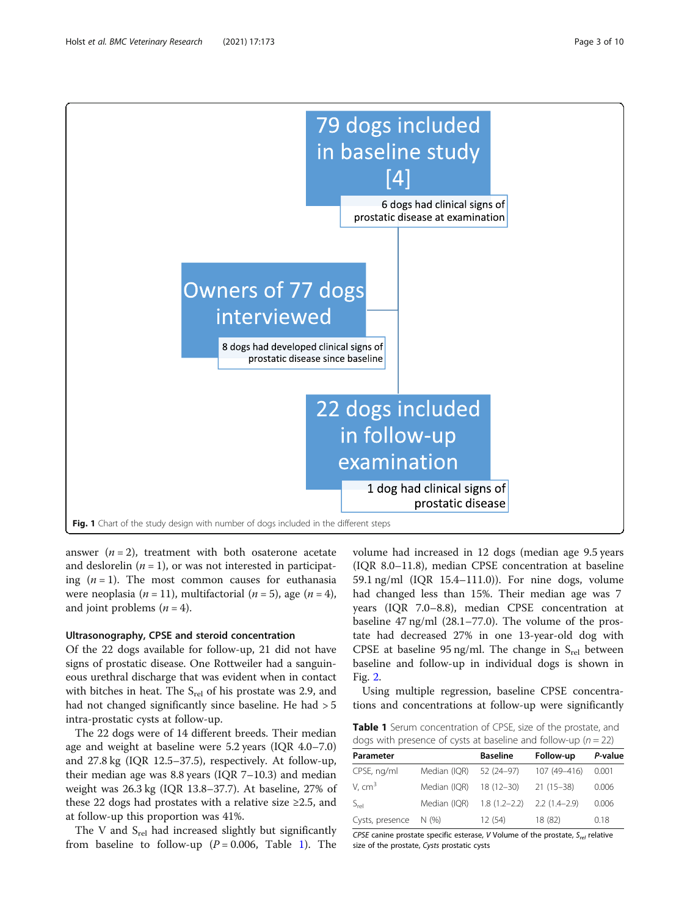79 dogs included in baseline study [4]

6 dogs had clinical signs of prostatic disease at examination

Owners of 77 dogs interviewed

8 dogs had developed clinical signs of prostatic disease since baseline

22 dogs included in follow-up examination

1 dog had clinical signs of prostatic disease

**Fig. 1** Chart of the study design with number of dogs included in the different steps

answer ($n = 2$), treatment with both osaterone acetate and deslorelin ($n = 1$), or was not interested in participating ($n = 1$). The most common causes for euthanasia were neoplasia ($n = 11$), multifactorial ($n = 5$), age ($n = 4$), and joint problems ($n = 4$).

### Ultrasonography, CPSE and steroid concentration

Of the 22 dogs available for follow-up, 21 did not have signs of prostatic disease. One Rottweiler had a sanguineous urethral discharge that was evident when in contact with bitches in heat. The $S_{rel}$ of his prostate was 2.9, and had not changed significantly since baseline. He had > 5 intra-prostatic cysts at follow-up.

The 22 dogs were of 14 different breeds. Their median age and weight at baseline were 5.2 years (IQR 4.0–7.0) and 27.8 kg (IQR 12.5–37.5), respectively. At follow-up, their median age was 8.8 years (IQR 7–10.3) and median weight was 26.3 kg (IQR 13.8–37.7). At baseline, 27% of these 22 dogs had prostates with a relative size ≥2.5, and at follow-up this proportion was 41%.

The V and $S_{rel}$ had increased slightly but significantly from baseline to follow-up ($P = 0.006$, Table 1). The volume had increased in 12 dogs (median age 9.5 years (IQR 8.0–11.8), median CPSE concentration at baseline 59.1 ng/ml (IQR 15.4–111.0)). For nine dogs, volume had changed less than 15%. Their median age was 7 years (IQR 7.0–8.8), median CPSE concentration at baseline 47 ng/ml (28.1–77.0). The volume of the prostate had decreased 27% in one 13-year-old dog with CPSE at baseline 95 ng/ml. The change in $S_{rel}$ between baseline and follow-up in individual dogs is shown in Fig. 2.

Using multiple regression, baseline CPSE concentrations and concentrations at follow-up were significantly

**Table 1** Serum concentration of CPSE, size of the prostate, and dogs with presence of cysts at baseline and follow-up ($n = 22$)

| Parameter | | Baseline | Follow-up | *P*-value |
|---|---|---|---|---|
| CPSE, ng/ml | Median (IQR) | 52 (24–97) | 107 (49–416) | 0.001 |
| V, $cm^3$ | Median (IQR) | 18 (12–30) | 21 (15–38) | 0.006 |
| $S_{rel}$ | Median (IQR) | 1.8 (1.2–2.2) | 2.2 (1.4–2.9) | 0.006 |
| Cysts, presence | N (%) | 12 (54) | 18 (82) | 0.18 |

*CPSE* canine prostate specific esterase, *V* Volume of the prostate, $S_{rel}$ relative size of the prostate, *Cysts* prostatic cysts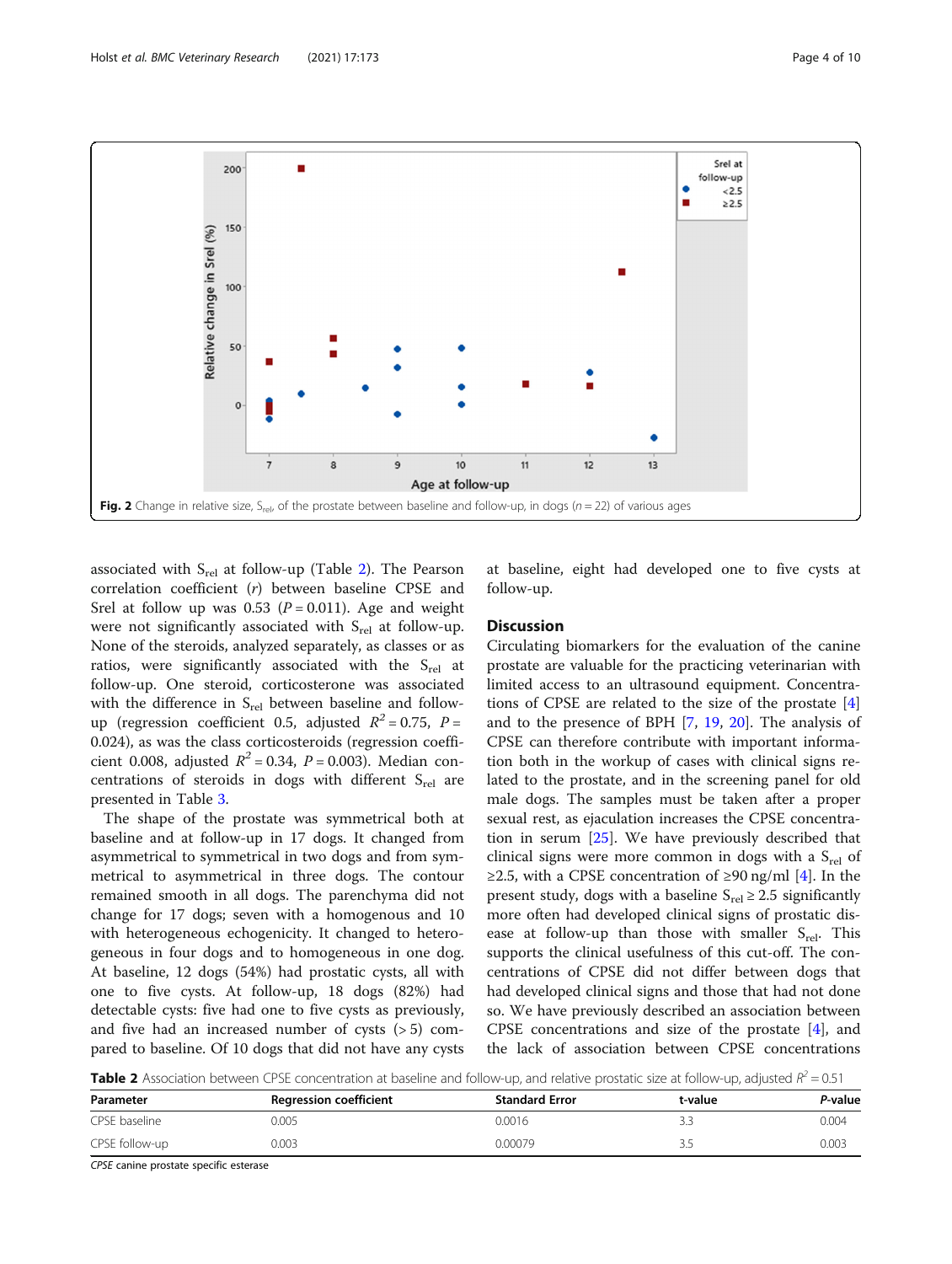Fig. 2 Change in relative size, $S_{rel}$, of the prostate between baseline and follow-up, in dogs ($n = 22$) of various ages

associated with $S_{rel}$ at follow-up (Table 2). The Pearson correlation coefficient ($r$) between baseline CPSE and Srel at follow up was 0.53 ($P = 0.011$). Age and weight were not significantly associated with $S_{rel}$ at follow-up. None of the steroids, analyzed separately, as classes or as ratios, were significantly associated with the $S_{rel}$ at follow-up. One steroid, corticosterone was associated with the difference in $S_{rel}$ between baseline and follow-up (regression coefficient 0.5, adjusted $R^2 = 0.75$, $P = 0.024$), as was the class corticosteroids (regression coefficient 0.008, adjusted $R^2 = 0.34$, $P = 0.003$). Median concentrations of steroids in dogs with different $S_{rel}$ are presented in Table 3.

The shape of the prostate was symmetrical both at baseline and at follow-up in 17 dogs. It changed from asymmetrical to symmetrical in two dogs and from symmetrical to asymmetrical in three dogs. The contour remained smooth in all dogs. The parenchyma did not change for 17 dogs; seven with a homogenous and 10 with heterogeneous echogenicity. It changed to heterogeneous in four dogs and to homogeneous in one dog. At baseline, 12 dogs (54%) had prostatic cysts, all with one to five cysts. At follow-up, 18 dogs (82%) had detectable cysts: five had one to five cysts as previously, and five had an increased number of cysts (> 5) compared to baseline. Of 10 dogs that did not have any cysts at baseline, eight had developed one to five cysts at follow-up.

## Discussion

Circulating biomarkers for the evaluation of the canine prostate are valuable for the practicing veterinarian with limited access to an ultrasound equipment. Concentrations of CPSE are related to the size of the prostate [4] and to the presence of BPH [7, 19, 20]. The analysis of CPSE can therefore contribute with important information both in the workup of cases with clinical signs related to the prostate, and in the screening panel for old male dogs. The samples must be taken after a proper sexual rest, as ejaculation increases the CPSE concentration in serum [25]. We have previously described that clinical signs were more common in dogs with a $S_{rel}$ of ≥2.5, with a CPSE concentration of ≥90 ng/ml [4]. In the present study, dogs with a baseline $S_{rel} \geq 2.5$ significantly more often had developed clinical signs of prostatic disease at follow-up than those with smaller $S_{rel}$. This supports the clinical usefulness of this cut-off. The concentrations of CPSE did not differ between dogs that had developed clinical signs and those that had not done so. We have previously described an association between CPSE concentrations and size of the prostate [4], and the lack of association between CPSE concentrations

**Table 2** Association between CPSE concentration at baseline and follow-up, and relative prostatic size at follow-up, adjusted $R^2 = 0.51$

| Parameter | Regression coefficient | Standard Error | t-value | *P*-value |
|---|---|---|---|---|
| CPSE baseline | 0.005 | 0.0016 | 3.3 | 0.004 |
| CPSE follow-up | 0.003 | 0.00079 | 3.5 | 0.003 |

*CPSE* canine prostate specific esterase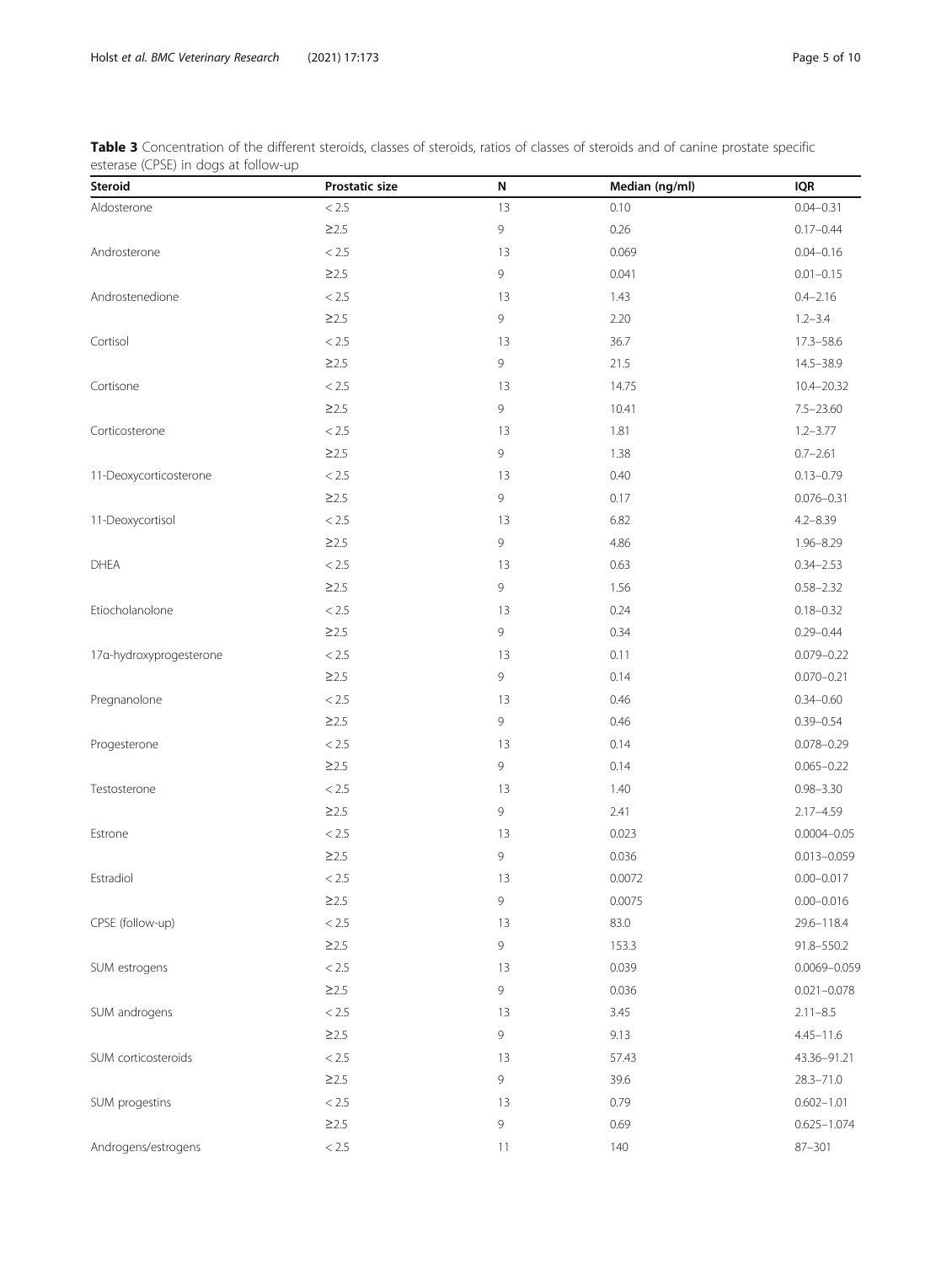**Table 3** Concentration of the different steroids, classes of steroids, ratios of classes of steroids and of canine prostate specific esterase (CPSE) in dogs at follow-up

| Steroid | Prostatic size | N | Median (ng/ml) | IQR |
|---|---|---|---|---|
| Aldosterone | < 2.5 | 13 | 0.10 | 0.04–0.31 |
| | ≥2.5 | 9 | 0.26 | 0.17–0.44 |
| Androsterone | < 2.5 | 13 | 0.069 | 0.04–0.16 |
| | ≥2.5 | 9 | 0.041 | 0.01–0.15 |
| Androstenedione | < 2.5 | 13 | 1.43 | 0.4–2.16 |
| | ≥2.5 | 9 | 2.20 | 1.2–3.4 |
| Cortisol | < 2.5 | 13 | 36.7 | 17.3–58.6 |
| | ≥2.5 | 9 | 21.5 | 14.5–38.9 |
| Cortisone | < 2.5 | 13 | 14.75 | 10.4–20.32 |
| | ≥2.5 | 9 | 10.41 | 7.5–23.60 |
| Corticosterone | < 2.5 | 13 | 1.81 | 1.2–3.77 |
| | ≥2.5 | 9 | 1.38 | 0.7–2.61 |
| 11-Deoxycorticosterone | < 2.5 | 13 | 0.40 | 0.13–0.79 |
| | ≥2.5 | 9 | 0.17 | 0.076–0.31 |
| 11-Deoxycortisol | < 2.5 | 13 | 6.82 | 4.2–8.39 |
| | ≥2.5 | 9 | 4.86 | 1.96–8.29 |
| DHEA | < 2.5 | 13 | 0.63 | 0.34–2.53 |
| | ≥2.5 | 9 | 1.56 | 0.58–2.32 |
| Etiocholanolone | < 2.5 | 13 | 0.24 | 0.18–0.32 |
| | ≥2.5 | 9 | 0.34 | 0.29–0.44 |
| 17α-hydroxyprogesterone | < 2.5 | 13 | 0.11 | 0.079–0.22 |
| | ≥2.5 | 9 | 0.14 | 0.070–0.21 |
| Pregnanolone | < 2.5 | 13 | 0.46 | 0.34–0.60 |
| | ≥2.5 | 9 | 0.46 | 0.39–0.54 |
| Progesterone | < 2.5 | 13 | 0.14 | 0.078–0.29 |
| | ≥2.5 | 9 | 0.14 | 0.065–0.22 |
| Testosterone | < 2.5 | 13 | 1.40 | 0.98–3.30 |
| | ≥2.5 | 9 | 2.41 | 2.17–4.59 |
| Estrone | < 2.5 | 13 | 0.023 | 0.0004–0.05 |
| | ≥2.5 | 9 | 0.036 | 0.013–0.059 |
| Estradiol | < 2.5 | 13 | 0.0072 | 0.00–0.017 |
| | ≥2.5 | 9 | 0.0075 | 0.00–0.016 |
| CPSE (follow-up) | < 2.5 | 13 | 83.0 | 29.6–118.4 |
| | ≥2.5 | 9 | 153.3 | 91.8–550.2 |
| SUM estrogens | < 2.5 | 13 | 0.039 | 0.0069–0.059 |
| | ≥2.5 | 9 | 0.036 | 0.021–0.078 |
| SUM androgens | < 2.5 | 13 | 3.45 | 2.11–8.5 |
| | ≥2.5 | 9 | 9.13 | 4.45–11.6 |
| SUM corticosteroids | < 2.5 | 13 | 57.43 | 43.36–91.21 |
| | ≥2.5 | 9 | 39.6 | 28.3–71.0 |
| SUM progestins | < 2.5 | 13 | 0.79 | 0.602–1.01 |
| | ≥2.5 | 9 | 0.69 | 0.625–1.074 |
| Androgens/estrogens | < 2.5 | 11 | 140 | 87–301 |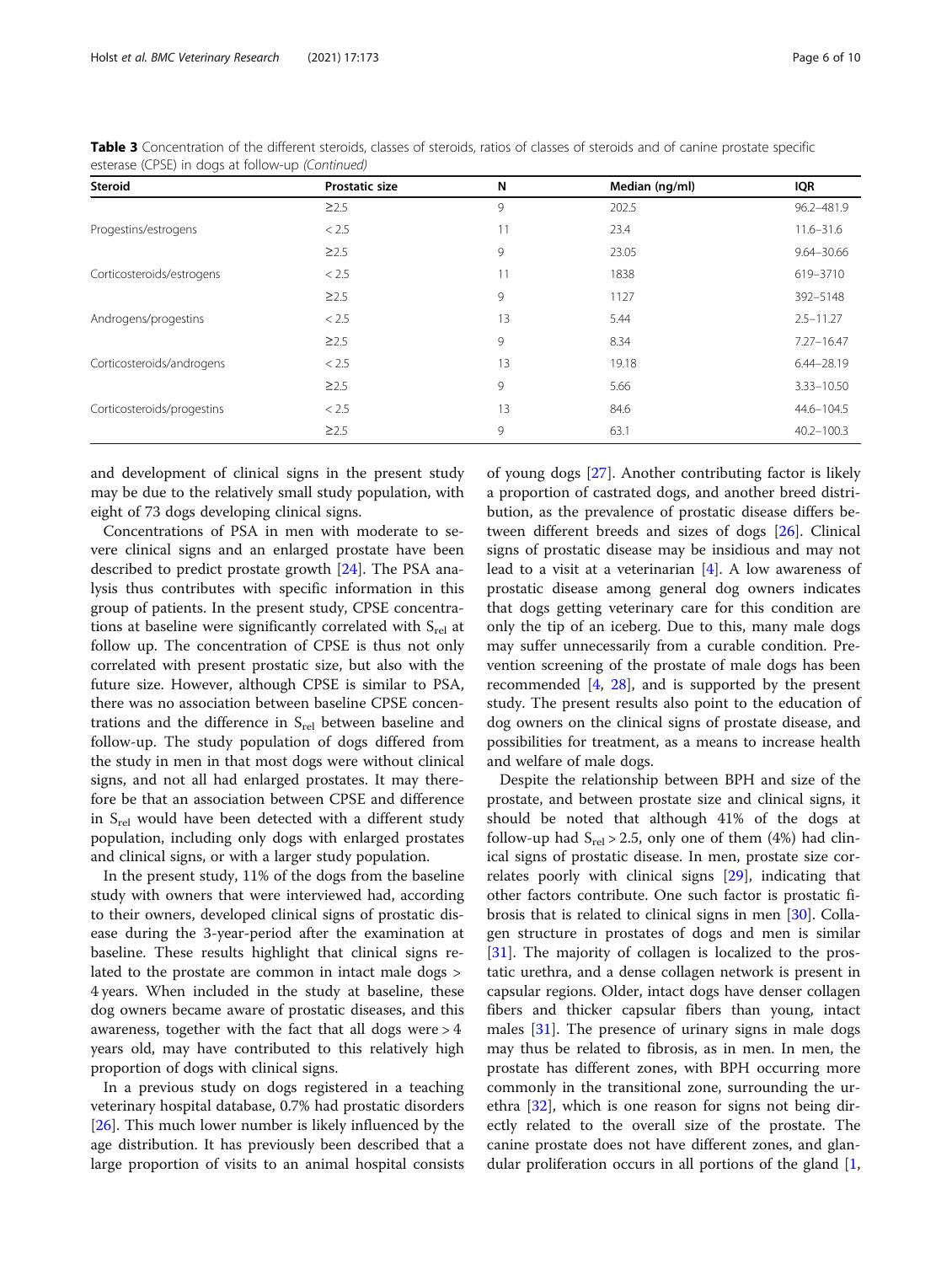**Table 3** Concentration of the different steroids, classes of steroids, ratios of classes of steroids and of canine prostate specific esterase (CPSE) in dogs at follow-up *(Continued)*

| Steroid | Prostatic size | N | Median (ng/ml) | IQR |
|---|---|---|---|---|
| | ≥2.5 | 9 | 202.5 | 96.2–481.9 |
| Progestins/estrogens | < 2.5 | 11 | 23.4 | 11.6–31.6 |
| | ≥2.5 | 9 | 23.05 | 9.64–30.66 |
| Corticosteroids/estrogens | < 2.5 | 11 | 1838 | 619–3710 |
| | ≥2.5 | 9 | 1127 | 392–5148 |
| Androgens/progestins | < 2.5 | 13 | 5.44 | 2.5–11.27 |
| | ≥2.5 | 9 | 8.34 | 7.27–16.47 |
| Corticosteroids/androgens | < 2.5 | 13 | 19.18 | 6.44–28.19 |
| | ≥2.5 | 9 | 5.66 | 3.33–10.50 |
| Corticosteroids/progestins | < 2.5 | 13 | 84.6 | 44.6–104.5 |
| | ≥2.5 | 9 | 63.1 | 40.2–100.3 |

and development of clinical signs in the present study may be due to the relatively small study population, with eight of 73 dogs developing clinical signs.

Concentrations of PSA in men with moderate to severe clinical signs and an enlarged prostate have been described to predict prostate growth [24]. The PSA analysis thus contributes with specific information in this group of patients. In the present study, CPSE concentrations at baseline were significantly correlated with $S_{rel}$ at follow up. The concentration of CPSE is thus not only correlated with present prostatic size, but also with the future size. However, although CPSE is similar to PSA, there was no association between baseline CPSE concentrations and the difference in $S_{rel}$ between baseline and follow-up. The study population of dogs differed from the study in men in that most dogs were without clinical signs, and not all had enlarged prostates. It may therefore be that an association between CPSE and difference in $S_{rel}$ would have been detected with a different study population, including only dogs with enlarged prostates and clinical signs, or with a larger study population.

In the present study, 11% of the dogs from the baseline study with owners that were interviewed had, according to their owners, developed clinical signs of prostatic disease during the 3-year-period after the examination at baseline. These results highlight that clinical signs related to the prostate are common in intact male dogs > 4 years. When included in the study at baseline, these dog owners became aware of prostatic diseases, and this awareness, together with the fact that all dogs were > 4 years old, may have contributed to this relatively high proportion of dogs with clinical signs.

In a previous study on dogs registered in a teaching veterinary hospital database, 0.7% had prostatic disorders [26]. This much lower number is likely influenced by the age distribution. It has previously been described that a large proportion of visits to an animal hospital consists of young dogs [27]. Another contributing factor is likely a proportion of castrated dogs, and another breed distribution, as the prevalence of prostatic disease differs between different breeds and sizes of dogs [26]. Clinical signs of prostatic disease may be insidious and may not lead to a visit at a veterinarian [4]. A low awareness of prostatic disease among general dog owners indicates that dogs getting veterinary care for this condition are only the tip of an iceberg. Due to this, many male dogs may suffer unnecessarily from a curable condition. Prevention screening of the prostate of male dogs has been recommended [4, 28], and is supported by the present study. The present results also point to the education of dog owners on the clinical signs of prostate disease, and possibilities for treatment, as a means to increase health and welfare of male dogs.

Despite the relationship between BPH and size of the prostate, and between prostate size and clinical signs, it should be noted that although 41% of the dogs at follow-up had $S_{rel} > 2.5$, only one of them (4%) had clinical signs of prostatic disease. In men, prostate size correlates poorly with clinical signs [29], indicating that other factors contribute. One such factor is prostatic fibrosis that is related to clinical signs in men [30]. Collagen structure in prostates of dogs and men is similar [31]. The majority of collagen is localized to the prostatic urethra, and a dense collagen network is present in capsular regions. Older, intact dogs have denser collagen fibers and thicker capsular fibers than young, intact males [31]. The presence of urinary signs in male dogs may thus be related to fibrosis, as in men. In men, the prostate has different zones, with BPH occurring more commonly in the transitional zone, surrounding the urethra [32], which is one reason for signs not being directly related to the overall size of the prostate. The canine prostate does not have different zones, and glandular proliferation occurs in all portions of the gland [1,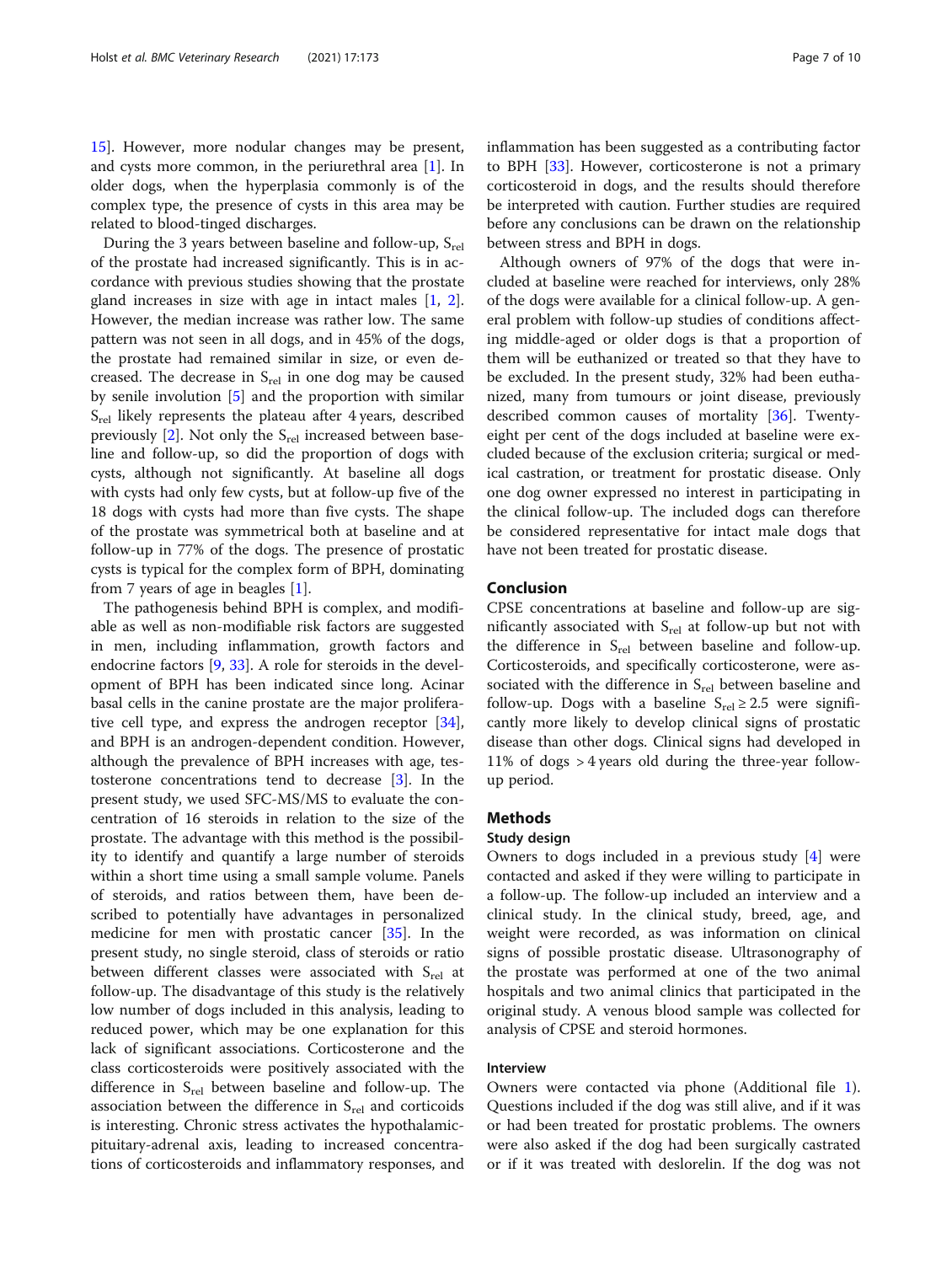15]. However, more nodular changes may be present, and cysts more common, in the periurethral area [1]. In older dogs, when the hyperplasia commonly is of the complex type, the presence of cysts in this area may be related to blood-tinged discharges.

During the 3 years between baseline and follow-up, $S_{rel}$ of the prostate had increased significantly. This is in accordance with previous studies showing that the prostate gland increases in size with age in intact males [1, 2]. However, the median increase was rather low. The same pattern was not seen in all dogs, and in 45% of the dogs, the prostate had remained similar in size, or even decreased. The decrease in $S_{rel}$ in one dog may be caused by senile involution [5] and the proportion with similar $S_{rel}$ likely represents the plateau after 4 years, described previously [2]. Not only the $S_{rel}$ increased between baseline and follow-up, so did the proportion of dogs with cysts, although not significantly. At baseline all dogs with cysts had only few cysts, but at follow-up five of the 18 dogs with cysts had more than five cysts. The shape of the prostate was symmetrical both at baseline and at follow-up in 77% of the dogs. The presence of prostatic cysts is typical for the complex form of BPH, dominating from 7 years of age in beagles [1].

The pathogenesis behind BPH is complex, and modifiable as well as non-modifiable risk factors are suggested in men, including inflammation, growth factors and endocrine factors [9, 33]. A role for steroids in the development of BPH has been indicated since long. Acinar basal cells in the canine prostate are the major proliferative cell type, and express the androgen receptor [34], and BPH is an androgen-dependent condition. However, although the prevalence of BPH increases with age, testosterone concentrations tend to decrease [3]. In the present study, we used SFC-MS/MS to evaluate the concentration of 16 steroids in relation to the size of the prostate. The advantage with this method is the possibility to identify and quantify a large number of steroids within a short time using a small sample volume. Panels of steroids, and ratios between them, have been described to potentially have advantages in personalized medicine for men with prostatic cancer [35]. In the present study, no single steroid, class of steroids or ratio between different classes were associated with $S_{rel}$ at follow-up. The disadvantage of this study is the relatively low number of dogs included in this analysis, leading to reduced power, which may be one explanation for this lack of significant associations. Corticosterone and the class corticosteroids were positively associated with the difference in $S_{rel}$ between baseline and follow-up. The association between the difference in $S_{rel}$ and corticoids is interesting. Chronic stress activates the hypothalamic-pituitary-adrenal axis, leading to increased concentrations of corticosteroids and inflammatory responses, and inflammation has been suggested as a contributing factor to BPH [33]. However, corticosterone is not a primary corticosteroid in dogs, and the results should therefore be interpreted with caution. Further studies are required before any conclusions can be drawn on the relationship between stress and BPH in dogs.

Although owners of 97% of the dogs that were included at baseline were reached for interviews, only 28% of the dogs were available for a clinical follow-up. A general problem with follow-up studies of conditions affecting middle-aged or older dogs is that a proportion of them will be euthanized or treated so that they have to be excluded. In the present study, 32% had been euthanized, many from tumours or joint disease, previously described common causes of mortality [36]. Twenty-eight per cent of the dogs included at baseline were excluded because of the exclusion criteria; surgical or medical castration, or treatment for prostatic disease. Only one dog owner expressed no interest in participating in the clinical follow-up. The included dogs can therefore be considered representative for intact male dogs that have not been treated for prostatic disease.

## Conclusion

CPSE concentrations at baseline and follow-up are significantly associated with $S_{rel}$ at follow-up but not with the difference in $S_{rel}$ between baseline and follow-up. Corticosteroids, and specifically corticosterone, were associated with the difference in $S_{rel}$ between baseline and follow-up. Dogs with a baseline $S_{rel} \geq 2.5$ were significantly more likely to develop clinical signs of prostatic disease than other dogs. Clinical signs had developed in 11% of dogs > 4 years old during the three-year follow-up period.

## Methods

### Study design

Owners to dogs included in a previous study [4] were contacted and asked if they were willing to participate in a follow-up. The follow-up included an interview and a clinical study. In the clinical study, breed, age, and weight were recorded, as was information on clinical signs of possible prostatic disease. Ultrasonography of the prostate was performed at one of the two animal hospitals and two animal clinics that participated in the original study. A venous blood sample was collected for analysis of CPSE and steroid hormones.

### Interview

Owners were contacted via phone (Additional file 1). Questions included if the dog was still alive, and if it was or had been treated for prostatic problems. The owners were also asked if the dog had been surgically castrated or if it was treated with deslorelin. If the dog was not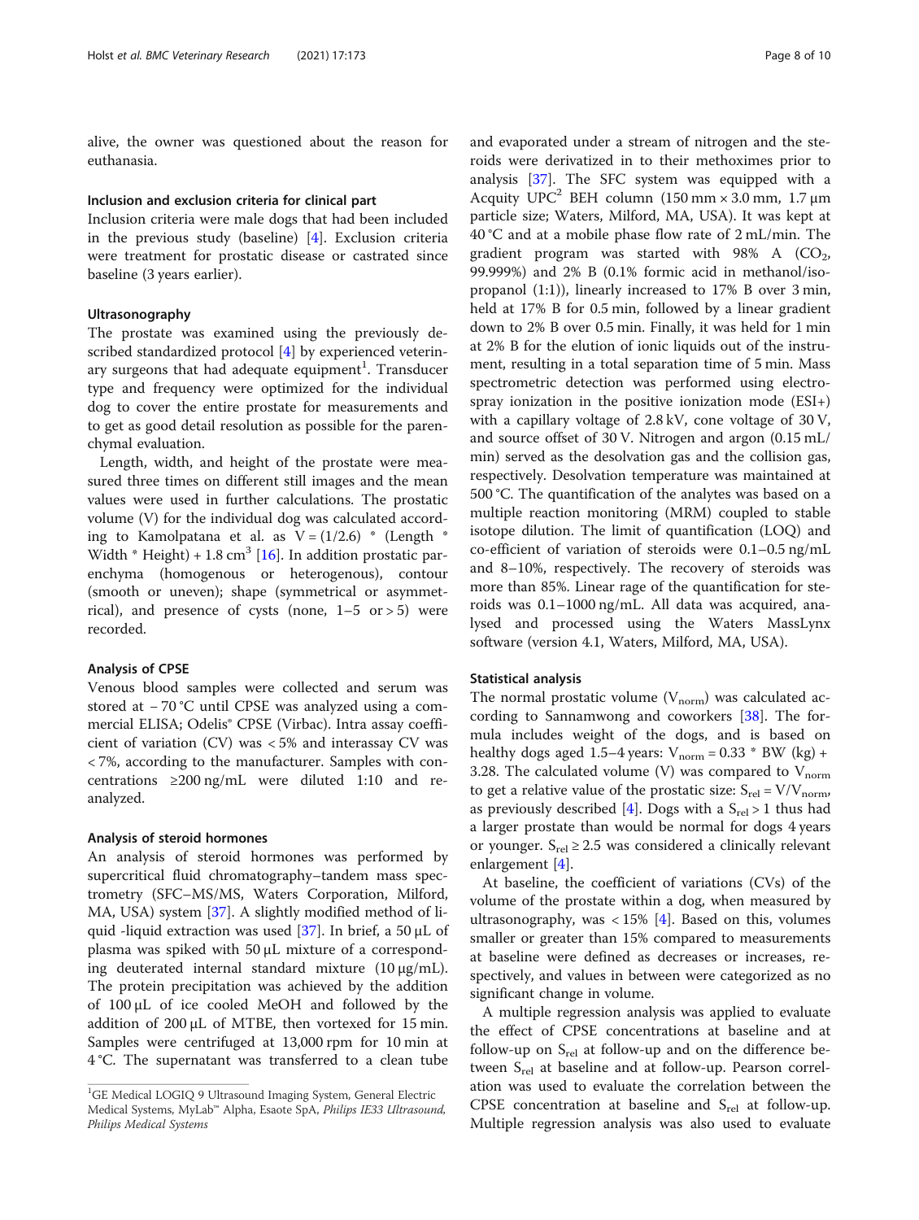alive, the owner was questioned about the reason for euthanasia.

### Inclusion and exclusion criteria for clinical part

Inclusion criteria were male dogs that had been included in the previous study (baseline) [4]. Exclusion criteria were treatment for prostatic disease or castrated since baseline (3 years earlier).

### Ultrasonography

The prostate was examined using the previously described standardized protocol [4] by experienced veterinary surgeons that had adequate equipment[1]. Transducer type and frequency were optimized for the individual dog to cover the entire prostate for measurements and to get as good detail resolution as possible for the parenchymal evaluation.

Length, width, and height of the prostate were measured three times on different still images and the mean values were used in further calculations. The prostatic volume (V) for the individual dog was calculated according to Kamolpatana et al. as $V = (1/2.6) * (\text{Length} * \text{Width} * \text{Height}) + 1.8\ \text{cm}^3$ [16]. In addition prostatic parenchyma (homogenous or heterogenous), contour (smooth or uneven); shape (symmetrical or asymmetrical), and presence of cysts (none, 1–5 or > 5) were recorded.

### Analysis of CPSE

Venous blood samples were collected and serum was stored at − 70 °C until CPSE was analyzed using a commercial ELISA; Odelis® CPSE (Virbac). Intra assay coefficient of variation (CV) was < 5% and interassay CV was < 7%, according to the manufacturer. Samples with concentrations ≥200 ng/mL were diluted 1:10 and reanalyzed.

### Analysis of steroid hormones

An analysis of steroid hormones was performed by supercritical fluid chromatography–tandem mass spectrometry (SFC–MS/MS, Waters Corporation, Milford, MA, USA) system [37]. A slightly modified method of liquid -liquid extraction was used [37]. In brief, a 50 μL of plasma was spiked with 50 μL mixture of a corresponding deuterated internal standard mixture (10 μg/mL). The protein precipitation was achieved by the addition of 100 μL of ice cooled MeOH and followed by the addition of 200 μL of MTBE, then vortexed for 15 min. Samples were centrifuged at 13,000 rpm for 10 min at 4 °C. The supernatant was transferred to a clean tube and evaporated under a stream of nitrogen and the steroids were derivatized in to their methoximes prior to analysis [37]. The SFC system was equipped with a Acquity UPC$^2$ BEH column (150 mm × 3.0 mm, 1.7 μm particle size; Waters, Milford, MA, USA). It was kept at 40 °C and at a mobile phase flow rate of 2 mL/min. The gradient program was started with 98% A ($CO_2$, 99.999%) and 2% B (0.1% formic acid in methanol/isopropanol (1:1)), linearly increased to 17% B over 3 min, held at 17% B for 0.5 min, followed by a linear gradient down to 2% B over 0.5 min. Finally, it was held for 1 min at 2% B for the elution of ionic liquids out of the instrument, resulting in a total separation time of 5 min. Mass spectrometric detection was performed using electrospray ionization in the positive ionization mode (ESI+) with a capillary voltage of 2.8 kV, cone voltage of 30 V, and source offset of 30 V. Nitrogen and argon (0.15 mL/min) served as the desolvation gas and the collision gas, respectively. Desolvation temperature was maintained at 500 °C. The quantification of the analytes was based on a multiple reaction monitoring (MRM) coupled to stable isotope dilution. The limit of quantification (LOQ) and co-efficient of variation of steroids were 0.1–0.5 ng/mL and 8–10%, respectively. The recovery of steroids was more than 85%. Linear rage of the quantification for steroids was 0.1–1000 ng/mL. All data was acquired, analysed and processed using the Waters MassLynx software (version 4.1, Waters, Milford, MA, USA).

### Statistical analysis

The normal prostatic volume ($V_{norm}$) was calculated according to Sannamwong and coworkers [38]. The formula includes weight of the dogs, and is based on healthy dogs aged 1.5–4 years: $V_{norm} = 0.33 * \text{BW (kg)} + 3.28$. The calculated volume (V) was compared to $V_{norm}$ to get a relative value of the prostatic size: $S_{rel} = V/V_{norm}$, as previously described [4]. Dogs with a $S_{rel} > 1$ thus had a larger prostate than would be normal for dogs 4 years or younger. $S_{rel} \geq 2.5$ was considered a clinically relevant enlargement [4].

At baseline, the coefficient of variations (CVs) of the volume of the prostate within a dog, when measured by ultrasonography, was < 15% [4]. Based on this, volumes smaller or greater than 15% compared to measurements at baseline were defined as decreases or increases, respectively, and values in between were categorized as no significant change in volume.

A multiple regression analysis was applied to evaluate the effect of CPSE concentrations at baseline and at follow-up on $S_{rel}$ at follow-up and on the difference between $S_{rel}$ at baseline and at follow-up. Pearson correlation was used to evaluate the correlation between the CPSE concentration at baseline and $S_{rel}$ at follow-up. Multiple regression analysis was also used to evaluate

[1] GE Medical LOGIQ 9 Ultrasound Imaging System, General Electric Medical Systems, MyLab™ Alpha, Esaote SpA, *Philips IE33 Ultrasound, Philips Medical Systems*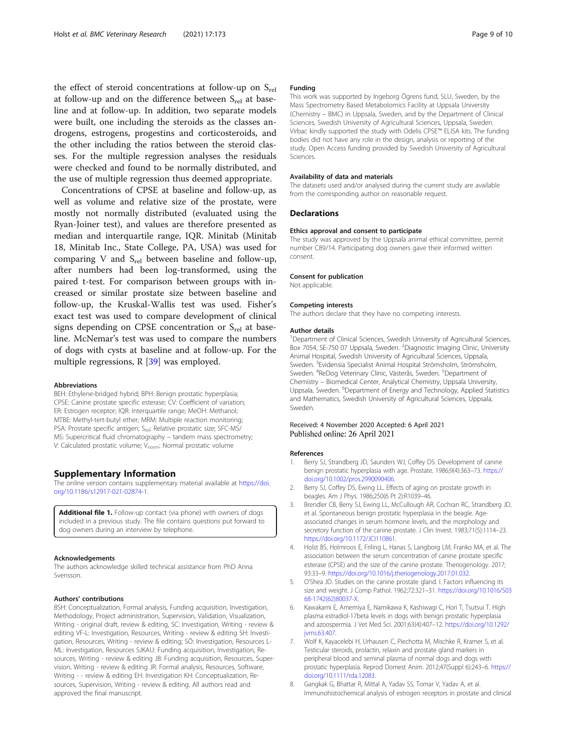the effect of steroid concentrations at follow-up on $S_{rel}$ at follow-up and on the difference between $S_{rel}$ at baseline and at follow-up. In addition, two separate models were built, one including the steroids as the classes androgens, estrogens, progestins and corticosteroids, and the other including the ratios between the steroid classes. For the multiple regression analyses the residuals were checked and found to be normally distributed, and the use of multiple regression thus deemed appropriate.

Concentrations of CPSE at baseline and follow-up, as well as volume and relative size of the prostate, were mostly not normally distributed (evaluated using the Ryan-Joiner test), and values are therefore presented as median and interquartile range, IQR. Minitab (Minitab 18, Minitab Inc., State College, PA, USA) was used for comparing V and $S_{rel}$ between baseline and follow-up, after numbers had been log-transformed, using the paired t-test. For comparison between groups with increased or similar prostate size between baseline and follow-up, the Kruskal-Wallis test was used. Fisher's exact test was used to compare development of clinical signs depending on CPSE concentration or $S_{rel}$ at baseline. McNemar's test was used to compare the numbers of dogs with cysts at baseline and at follow-up. For the multiple regressions, R [39] was employed.

### Abbreviations

BEH: Ethylene-bridged hybrid; BPH: Benign prostatic hyperplasia; CPSE: Canine prostate specific esterase; CV: Coefficient of variation; ER: Estrogen receptor; IQR: Interquartile range; MeOH: Methanol; MTBE: Methyl-tert-butyl ether; MRM: Multiple reaction monitoring; PSA: Prostate specific antigen; $S_{rel}$: Relative prostatic size; SFC-MS/MS: Supercritical fluid chromatography – tandem mass spectrometry; V: Calculated prostatic volume; $V_{norm}$: Normal prostatic volume

## Supplementary Information

The online version contains supplementary material available at https://doi.org/10.1186/s12917-021-02874-1.

**Additional file 1.** Follow-up contact (via phone) with owners of dogs included in a previous study. The file contains questions put forward to dog owners during an interview by telephone.

### Acknowledgements

The authors acknowledge skilled technical assistance from PhD Anna Svensson.

### Authors' contributions

BSH: Conceptualization, Formal analysis, Funding acquisition, Investigation, Methodology, Project administration, Supervision, Validation, Visualization, Writing - original draft, review & editing, SC: Investigation, Writing - review & editing VF-L: Investigation, Resources, Writing - review & editing SH: Investigation, Resources, Writing - review & editing; SÖ: Investigation, Resources L-ML: Investigation, Resources SJKAU: Funding acquisition, Investigation, Resources, Writing - review & editing JB: Funding acquisition, Resources, Supervision, Writing - review & editing JR: Formal analysis, Resources, Software, Writing - - review & editing EH: Investigation KH: Conceptualization, Resources, Supervision, Writing - review & editing. All authors read and approved the final manuscript.

### Funding

This work was supported by Ingeborg Ögrens fund, SLU, Sweden, by the Mass Spectrometry Based Metabolomics Facility at Uppsala University (Chemistry – BMC) in Uppsala, Sweden, and by the Department of Clinical Sciences, Swedish University of Agricultural Sciences, Uppsala, Sweden. Virbac kindly supported the study with Odelis CPSE™ ELISA kits. The funding bodies did not have any role in the design, analysis or reporting of the study. Open Access funding provided by Swedish University of Agricultural Sciences.

### Availability of data and materials

The datasets used and/or analysed during the current study are available from the corresponding author on reasonable request.

## Declarations

### Ethics approval and consent to participate

The study was approved by the Uppsala animal ethical committee, permit number C89/14. Participating dog owners gave their informed written consent.

### Consent for publication

Not applicable.

### Competing interests

The authors declare that they have no competing interests.

### Author details

[1]Department of Clinical Sciences, Swedish University of Agricultural Sciences, Box 7054, SE-750 07 Uppsala, Sweden. [2]Diagnostic Imaging Clinic, University Animal Hospital, Swedish University of Agricultural Sciences, Uppsala, Sweden. [3]Evidensia Specialist Animal Hospital Strömsholm, Strömsholm, Sweden. [4]ReDog Veterinary Clinic, Västerås, Sweden. [5]Department of Chemistry – Biomedical Center, Analytical Chemistry, Uppsala University, Uppsala, Sweden. [6]Department of Energy and Technology, Applied Statistics and Mathematics, Swedish University of Agricultural Sciences, Uppsala, Sweden.

Received: 4 November 2020 Accepted: 6 April 2021
Published online: 26 April 2021

### References

1. Berry SJ, Strandberg JD, Saunders WJ, Coffey DS. Development of canine benign prostatic hyperplasia with age. Prostate. 1986;9(4):363–73. https://doi.org/10.1002/pros.2990090406.
2. Berry SJ, Coffey DS, Ewing LL. Effects of aging on prostate growth in beagles. Am J Phys. 1986;250(6 Pt 2):R1039–46.
3. Brendler CB, Berry SJ, Ewing LL, McCullough AR, Cochran RC, Strandberg JD, et al. Spontaneous benign prostatic hyperplasia in the beagle. Age-associated changes in serum hormone levels, and the morphology and secretory function of the canine prostate. J Clin Invest. 1983;71(5):1114–23. https://doi.org/10.1172/JCI110861.
4. Holst BS, Holmroos E, Friling L, Hanas S, Langborg LM, Franko MA, et al. The association between the serum concentration of canine prostate specific esterase (CPSE) and the size of the canine prostate. Theriogenology. 2017; 93:33–9. https://doi.org/10.1016/j.theriogenology.2017.01.032.
5. O'Shea JD. Studies on the canine prostate gland. I. Factors influencing its size and weight. J Comp Pathol. 1962;72:321–31. https://doi.org/10.1016/S0368-1742(62)80037-X.
6. Kawakami E, Amemiya E, Namikawa K, Kashiwagi C, Hori T, Tsutsui T. High plasma estradiol-17beta levels in dogs with benign prostatic hyperplasia and azoospermia. J Vet Med Sci. 2001;63(4):407–12. https://doi.org/10.1292/jvms.63.407.
7. Wolf K, Kayacelebi H, Urhausen C, Piechotta M, Mischke R, Kramer S, et al. Testicular steroids, prolactin, relaxin and prostate gland markers in peripheral blood and seminal plasma of normal dogs and dogs with prostatic hyperplasia. Reprod Domest Anim. 2012;47(Suppl 6):243–6. https://doi.org/10.1111/rda.12083.
8. Gangkak G, Bhattar R, Mittal A, Yadav SS, Tomar V, Yadav A, et al. Immunohistochemical analysis of estrogen receptors in prostate and clinical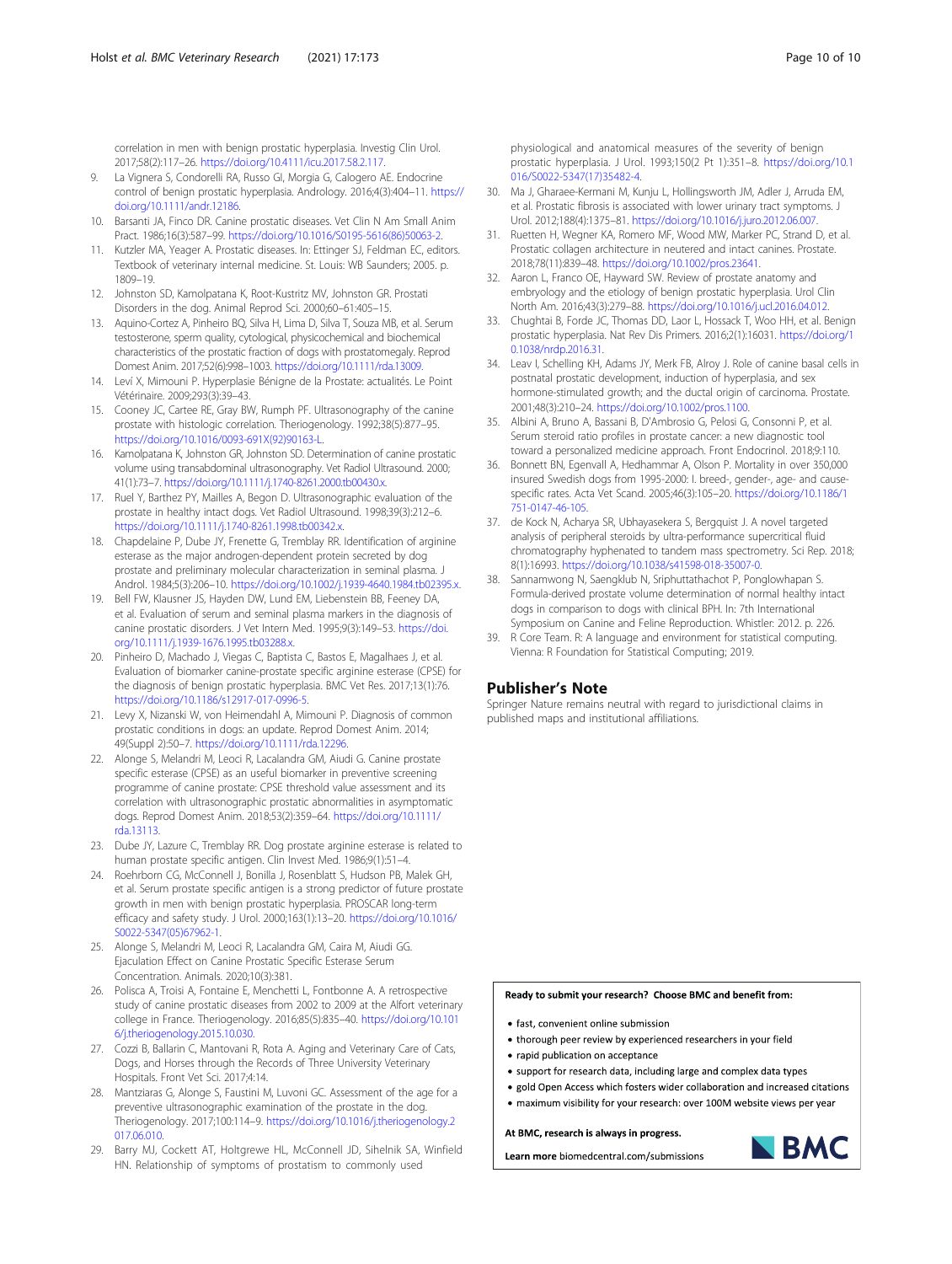correlation in men with benign prostatic hyperplasia. Investig Clin Urol. 2017;58(2):117–26. https://doi.org/10.4111/icu.2017.58.2.117.

9. La Vignera S, Condorelli RA, Russo GI, Morgia G, Calogero AE. Endocrine control of benign prostatic hyperplasia. Andrology. 2016;4(3):404–11. https://doi.org/10.1111/andr.12186.
10. Barsanti JA, Finco DR. Canine prostatic diseases. Vet Clin N Am Small Anim Pract. 1986;16(3):587–99. https://doi.org/10.1016/S0195-5616(86)50063-2.
11. Kutzler MA, Yeager A. Prostatic diseases. In: Ettinger SJ, Feldman EC, editors. Textbook of veterinary internal medicine. St. Louis: WB Saunders; 2005. p. 1809–19.
12. Johnston SD, Kamolpatana K, Root-Kustritz MV, Johnston GR. Prostati Disorders in the dog. Animal Reprod Sci. 2000;60–61:405–15.
13. Aquino-Cortez A, Pinheiro BQ, Silva H, Lima D, Silva T, Souza MB, et al. Serum testosterone, sperm quality, cytological, physicochemical and biochemical characteristics of the prostatic fraction of dogs with prostatomegaly. Reprod Domest Anim. 2017;52(6):998–1003. https://doi.org/10.1111/rda.13009.
14. Leví X, Mimouni P. Hyperplasie Bénigne de la Prostate: actualités. Le Point Vétérinaire. 2009;293(3):39–43.
15. Cooney JC, Cartee RE, Gray BW, Rumph PF. Ultrasonography of the canine prostate with histologic correlation. Theriogenology. 1992;38(5):877–95. https://doi.org/10.1016/0093-691X(92)90163-L.
16. Kamolpatana K, Johnston GR, Johnston SD. Determination of canine prostatic volume using transabdominal ultrasonography. Vet Radiol Ultrasound. 2000; 41(1):73–7. https://doi.org/10.1111/j.1740-8261.2000.tb00430.x.
17. Ruel Y, Barthez PY, Mailles A, Begon D. Ultrasonographic evaluation of the prostate in healthy intact dogs. Vet Radiol Ultrasound. 1998;39(3):212–6. https://doi.org/10.1111/j.1740-8261.1998.tb00342.x.
18. Chapdelaine P, Dube JY, Frenette G, Tremblay RR. Identification of arginine esterase as the major androgen-dependent protein secreted by dog prostate and preliminary molecular characterization in seminal plasma. J Androl. 1984;5(3):206–10. https://doi.org/10.1002/j.1939-4640.1984.tb02395.x.
19. Bell FW, Klausner JS, Hayden DW, Lund EM, Liebenstein BB, Feeney DA, et al. Evaluation of serum and seminal plasma markers in the diagnosis of canine prostatic disorders. J Vet Intern Med. 1995;9(3):149–53. https://doi.org/10.1111/j.1939-1676.1995.tb03288.x.
20. Pinheiro D, Machado J, Viegas C, Baptista C, Bastos E, Magalhaes J, et al. Evaluation of biomarker canine-prostate specific arginine esterase (CPSE) for the diagnosis of benign prostatic hyperplasia. BMC Vet Res. 2017;13(1):76. https://doi.org/10.1186/s12917-017-0996-5.
21. Levy X, Nizanski W, von Heimendahl A, Mimouni P. Diagnosis of common prostatic conditions in dogs: an update. Reprod Domest Anim. 2014; 49(Suppl 2):50–7. https://doi.org/10.1111/rda.12296.
22. Alonge S, Melandri M, Leoci R, Lacalandra GM, Aiudi G. Canine prostate specific esterase (CPSE) as an useful biomarker in preventive screening programme of canine prostate: CPSE threshold value assessment and its correlation with ultrasonographic prostatic abnormalities in asymptomatic dogs. Reprod Domest Anim. 2018;53(2):359–64. https://doi.org/10.1111/rda.13113.
23. Dube JY, Lazure C, Tremblay RR. Dog prostate arginine esterase is related to human prostate specific antigen. Clin Invest Med. 1986;9(1):51–4.
24. Roehrborn CG, McConnell J, Bonilla J, Rosenblatt S, Hudson PB, Malek GH, et al. Serum prostate specific antigen is a strong predictor of future prostate growth in men with benign prostatic hyperplasia. PROSCAR long-term efficacy and safety study. J Urol. 2000;163(1):13–20. https://doi.org/10.1016/S0022-5347(05)67962-1.
25. Alonge S, Melandri M, Leoci R, Lacalandra GM, Caira M, Aiudi GG. Ejaculation Effect on Canine Prostatic Specific Esterase Serum Concentration. Animals. 2020;10(3):381.
26. Polisca A, Troisi A, Fontaine E, Menchetti L, Fontbonne A. A retrospective study of canine prostatic diseases from 2002 to 2009 at the Alfort veterinary college in France. Theriogenology. 2016;85(5):835–40. https://doi.org/10.1016/j.theriogenology.2015.10.030.
27. Cozzi B, Ballarin C, Mantovani R, Rota A. Aging and Veterinary Care of Cats, Dogs, and Horses through the Records of Three University Veterinary Hospitals. Front Vet Sci. 2017;4:14.
28. Mantziaras G, Alonge S, Faustini M, Luvoni GC. Assessment of the age for a preventive ultrasonographic examination of the prostate in the dog. Theriogenology. 2017;100:114–9. https://doi.org/10.1016/j.theriogenology.2017.06.010.
29. Barry MJ, Cockett AT, Holtgrewe HL, McConnell JD, Sihelnik SA, Winfield HN. Relationship of symptoms of prostatism to commonly used physiological and anatomical measures of the severity of benign prostatic hyperplasia. J Urol. 1993;150(2 Pt 1):351–8. https://doi.org/10.1016/S0022-5347(17)35482-4.
30. Ma J, Gharaee-Kermani M, Kunju L, Hollingsworth JM, Adler J, Arruda EM, et al. Prostatic fibrosis is associated with lower urinary tract symptoms. J Urol. 2012;188(4):1375–81. https://doi.org/10.1016/j.juro.2012.06.007.
31. Ruetten H, Wegner KA, Romero MF, Wood MW, Marker PC, Strand D, et al. Prostatic collagen architecture in neutered and intact canines. Prostate. 2018;78(11):839–48. https://doi.org/10.1002/pros.23641.
32. Aaron L, Franco OE, Hayward SW. Review of prostate anatomy and embryology and the etiology of benign prostatic hyperplasia. Urol Clin North Am. 2016;43(3):279–88. https://doi.org/10.1016/j.ucl.2016.04.012.
33. Chughtai B, Forde JC, Thomas DD, Laor L, Hossack T, Woo HH, et al. Benign prostatic hyperplasia. Nat Rev Dis Primers. 2016;2(1):16031. https://doi.org/10.1038/nrdp.2016.31.
34. Leav I, Schelling KH, Adams JY, Merk FB, Alroy J. Role of canine basal cells in postnatal prostatic development, induction of hyperplasia, and sex hormone-stimulated growth; and the ductal origin of carcinoma. Prostate. 2001;48(3):210–24. https://doi.org/10.1002/pros.1100.
35. Albini A, Bruno A, Bassani B, D'Ambrosio G, Pelosi G, Consonni P, et al. Serum steroid ratio profiles in prostate cancer: a new diagnostic tool toward a personalized medicine approach. Front Endocrinol. 2018;9:110.
36. Bonnett BN, Egenvall A, Hedhammar A, Olson P. Mortality in over 350,000 insured Swedish dogs from 1995-2000: I. breed-, gender-, age- and cause-specific rates. Acta Vet Scand. 2005;46(3):105–20. https://doi.org/10.1186/1751-0147-46-105.
37. de Kock N, Acharya SR, Ubhayasekera S, Bergquist J. A novel targeted analysis of peripheral steroids by ultra-performance supercritical fluid chromatography hyphenated to tandem mass spectrometry. Sci Rep. 2018; 8(1):16993. https://doi.org/10.1038/s41598-018-35007-0.
38. Sannamwong N, Saengklub N, Sriphuttathachot P, Ponglowhapan S. Formula-derived prostate volume determination of normal healthy intact dogs in comparison to dogs with clinical BPH. In: 7th International Symposium on Canine and Feline Reproduction. Whistler. 2012. p. 226.
39. R Core Team. R: A language and environment for statistical computing. Vienna: R Foundation for Statistical Computing; 2019.

## Publisher's Note

Springer Nature remains neutral with regard to jurisdictional claims in published maps and institutional affiliations.

**Ready to submit your research? Choose BMC and benefit from:**

- fast, convenient online submission
- thorough peer review by experienced researchers in your field
- rapid publication on acceptance
- support for research data, including large and complex data types
- gold Open Access which fosters wider collaboration and increased citations
- maximum visibility for your research: over 100M website views per year

**At BMC, research is always in progress.**

**Learn more** biomedcentral.com/submissions

BMC